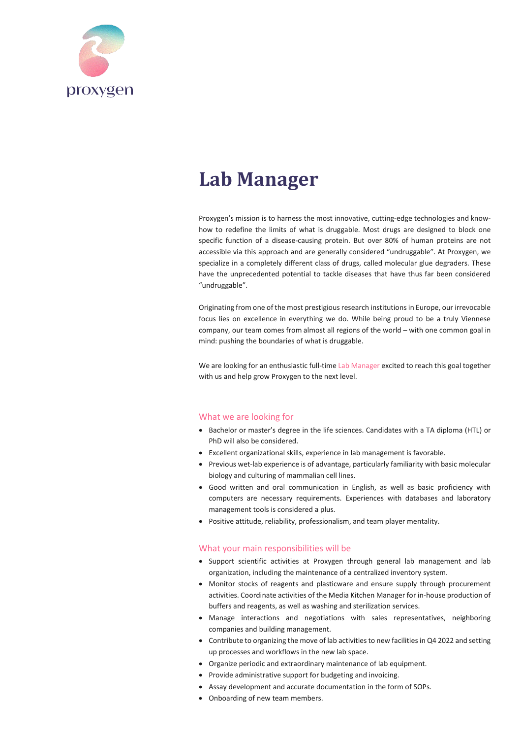proxygen

# Lab Manager

Proxygen's mission is to harness the most innovative, cutting-edge technologies and know-how to redefine the limits of what is druggable. Most drugs are designed to block one specific function of a disease-causing protein. But over 80% of human proteins are not accessible via this approach and are generally considered "undruggable". At Proxygen, we specialize in a completely different class of drugs, called molecular glue degraders. These have the unprecedented potential to tackle diseases that have thus far been considered "undruggable".

Originating from one of the most prestigious research institutions in Europe, our irrevocable focus lies on excellence in everything we do. While being proud to be a truly Viennese company, our team comes from almost all regions of the world – with one common goal in mind: pushing the boundaries of what is druggable.

We are looking for an enthusiastic full-time Lab Manager excited to reach this goal together with us and help grow Proxygen to the next level.

## What we are looking for

- Bachelor or master's degree in the life sciences. Candidates with a TA diploma (HTL) or PhD will also be considered.
- Excellent organizational skills, experience in lab management is favorable.
- Previous wet-lab experience is of advantage, particularly familiarity with basic molecular biology and culturing of mammalian cell lines.
- Good written and oral communication in English, as well as basic proficiency with computers are necessary requirements. Experiences with databases and laboratory management tools is considered a plus.
- Positive attitude, reliability, professionalism, and team player mentality.

## What your main responsibilities will be

- Support scientific activities at Proxygen through general lab management and lab organization, including the maintenance of a centralized inventory system.
- Monitor stocks of reagents and plasticware and ensure supply through procurement activities. Coordinate activities of the Media Kitchen Manager for in-house production of buffers and reagents, as well as washing and sterilization services.
- Manage interactions and negotiations with sales representatives, neighboring companies and building management.
- Contribute to organizing the move of lab activities to new facilities in Q4 2022 and setting up processes and workflows in the new lab space.
- Organize periodic and extraordinary maintenance of lab equipment.
- Provide administrative support for budgeting and invoicing.
- Assay development and accurate documentation in the form of SOPs.
- Onboarding of new team members.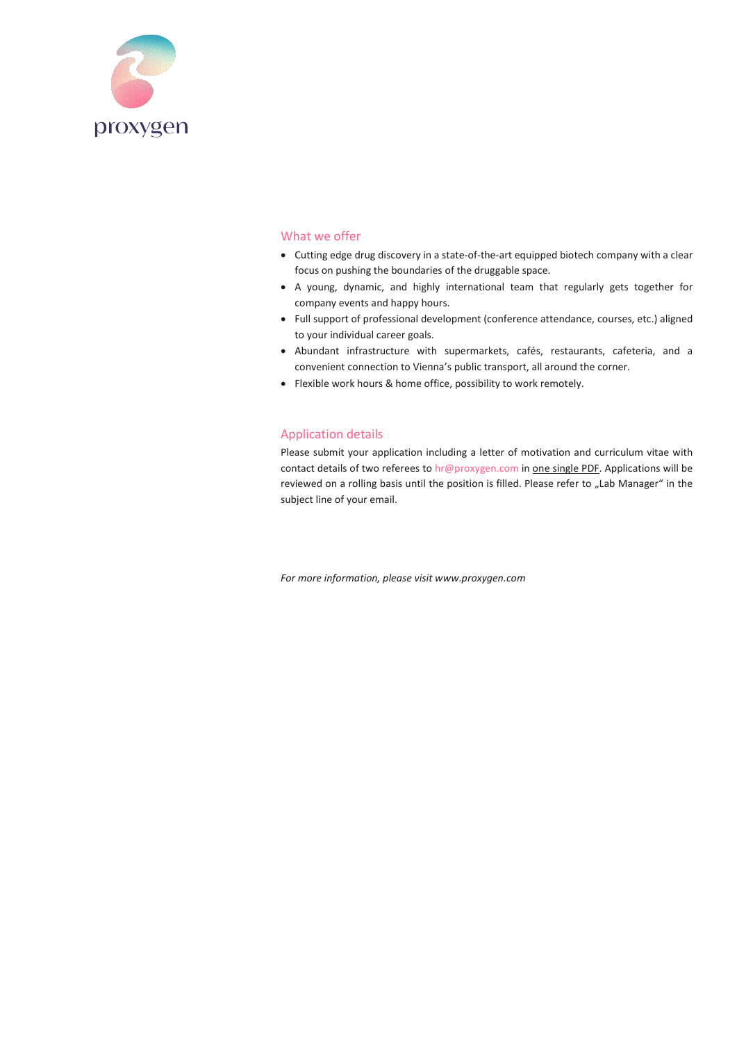proxygen

## What we offer

- Cutting edge drug discovery in a state-of-the-art equipped biotech company with a clear focus on pushing the boundaries of the druggable space.
- A young, dynamic, and highly international team that regularly gets together for company events and happy hours.
- Full support of professional development (conference attendance, courses, etc.) aligned to your individual career goals.
- Abundant infrastructure with supermarkets, cafés, restaurants, cafeteria, and a convenient connection to Vienna's public transport, all around the corner.
- Flexible work hours & home office, possibility to work remotely.

## Application details

Please submit your application including a letter of motivation and curriculum vitae with contact details of two referees to hr@proxygen.com in one single PDF. Applications will be reviewed on a rolling basis until the position is filled. Please refer to „Lab Manager" in the subject line of your email.

*For more information, please visit www.proxygen.com*